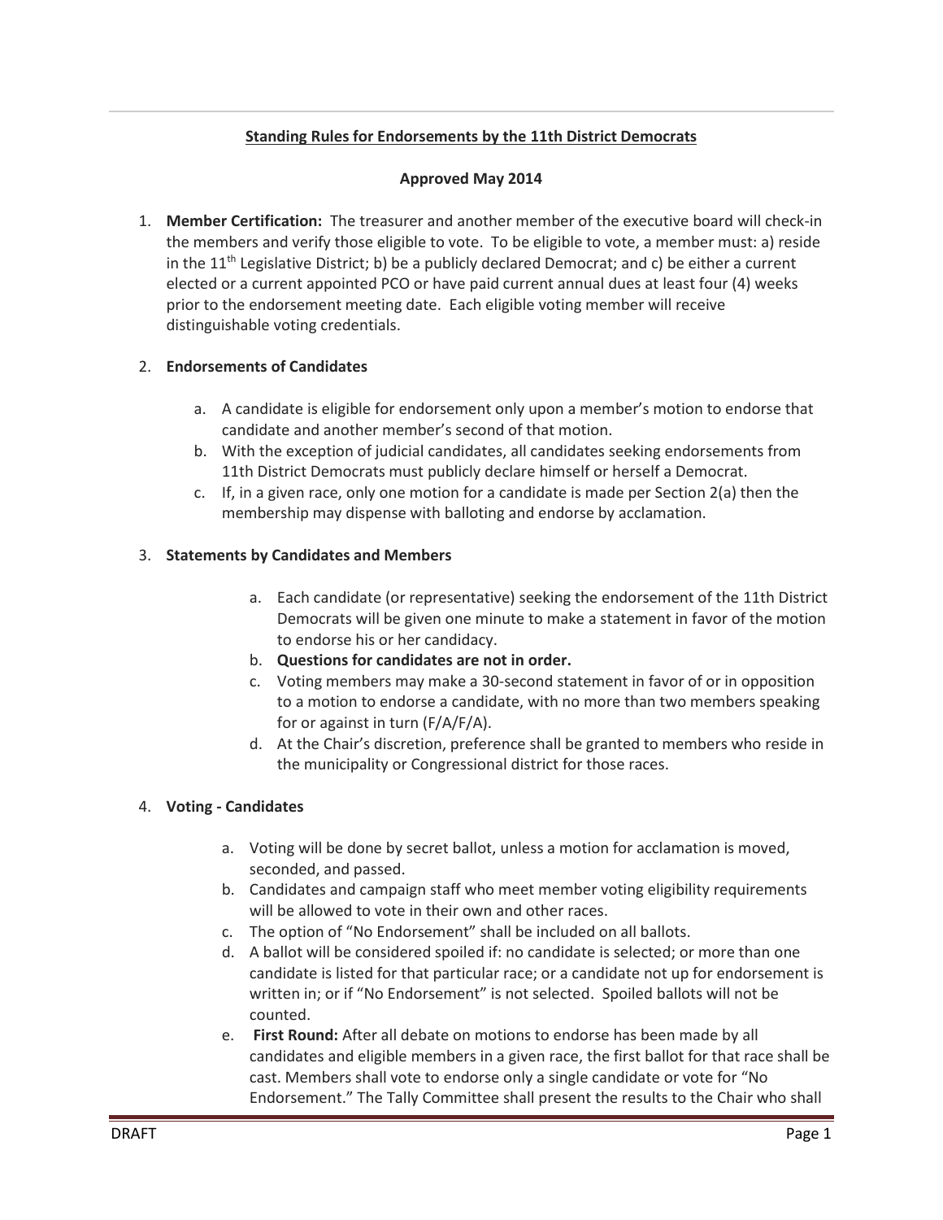**Standing Rules for Endorsements by the 11th District Democrats**

**Approved May 2014**

1. **Member Certification:** The treasurer and another member of the executive board will check-in the members and verify those eligible to vote. To be eligible to vote, a member must: a) reside in the 11th Legislative District; b) be a publicly declared Democrat; and c) be either a current elected or a current appointed PCO or have paid current annual dues at least four (4) weeks prior to the endorsement meeting date. Each eligible voting member will receive distinguishable voting credentials.

2. **Endorsements of Candidates**

   a. A candidate is eligible for endorsement only upon a member's motion to endorse that candidate and another member's second of that motion.
   b. With the exception of judicial candidates, all candidates seeking endorsements from 11th District Democrats must publicly declare himself or herself a Democrat.
   c. If, in a given race, only one motion for a candidate is made per Section 2(a) then the membership may dispense with balloting and endorse by acclamation.

3. **Statements by Candidates and Members**

   a. Each candidate (or representative) seeking the endorsement of the 11th District Democrats will be given one minute to make a statement in favor of the motion to endorse his or her candidacy.
   b. **Questions for candidates are not in order.**
   c. Voting members may make a 30-second statement in favor of or in opposition to a motion to endorse a candidate, with no more than two members speaking for or against in turn (F/A/F/A).
   d. At the Chair's discretion, preference shall be granted to members who reside in the municipality or Congressional district for those races.

4. **Voting - Candidates**

   a. Voting will be done by secret ballot, unless a motion for acclamation is moved, seconded, and passed.
   b. Candidates and campaign staff who meet member voting eligibility requirements will be allowed to vote in their own and other races.
   c. The option of "No Endorsement" shall be included on all ballots.
   d. A ballot will be considered spoiled if: no candidate is selected; or more than one candidate is listed for that particular race; or a candidate not up for endorsement is written in; or if "No Endorsement" is not selected. Spoiled ballots will not be counted.
   e. **First Round:** After all debate on motions to endorse has been made by all candidates and eligible members in a given race, the first ballot for that race shall be cast. Members shall vote to endorse only a single candidate or vote for "No Endorsement." The Tally Committee shall present the results to the Chair who shall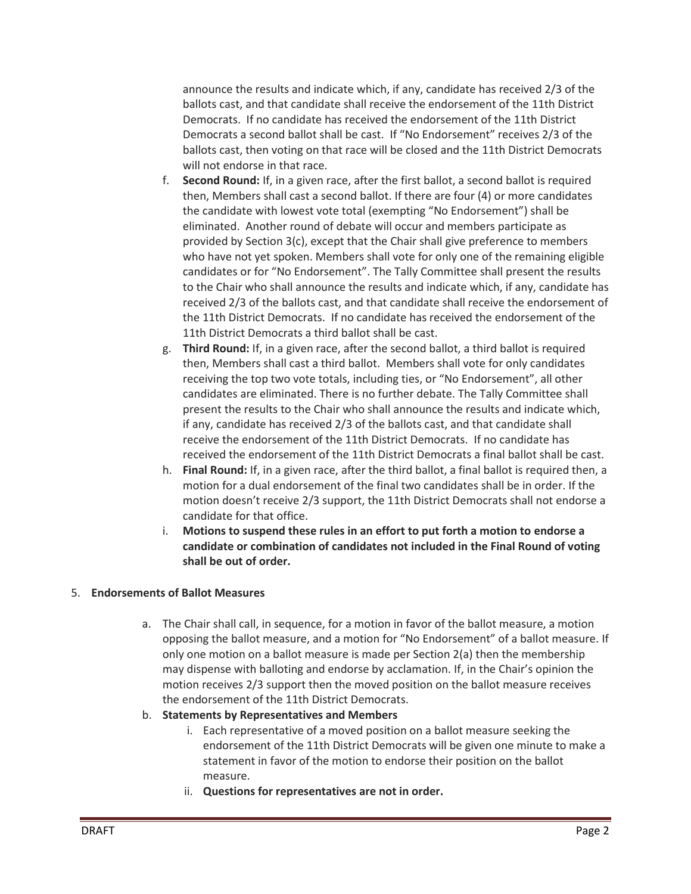announce the results and indicate which, if any, candidate has received 2/3 of the ballots cast, and that candidate shall receive the endorsement of the 11th District Democrats. If no candidate has received the endorsement of the 11th District Democrats a second ballot shall be cast. If "No Endorsement" receives 2/3 of the ballots cast, then voting on that race will be closed and the 11th District Democrats will not endorse in that race.

f. **Second Round:** If, in a given race, after the first ballot, a second ballot is required then, Members shall cast a second ballot. If there are four (4) or more candidates the candidate with lowest vote total (exempting "No Endorsement") shall be eliminated. Another round of debate will occur and members participate as provided by Section 3(c), except that the Chair shall give preference to members who have not yet spoken. Members shall vote for only one of the remaining eligible candidates or for "No Endorsement". The Tally Committee shall present the results to the Chair who shall announce the results and indicate which, if any, candidate has received 2/3 of the ballots cast, and that candidate shall receive the endorsement of the 11th District Democrats. If no candidate has received the endorsement of the 11th District Democrats a third ballot shall be cast.

g. **Third Round:** If, in a given race, after the second ballot, a third ballot is required then, Members shall cast a third ballot. Members shall vote for only candidates receiving the top two vote totals, including ties, or "No Endorsement", all other candidates are eliminated. There is no further debate. The Tally Committee shall present the results to the Chair who shall announce the results and indicate which, if any, candidate has received 2/3 of the ballots cast, and that candidate shall receive the endorsement of the 11th District Democrats. If no candidate has received the endorsement of the 11th District Democrats a final ballot shall be cast.

h. **Final Round:** If, in a given race, after the third ballot, a final ballot is required then, a motion for a dual endorsement of the final two candidates shall be in order. If the motion doesn't receive 2/3 support, the 11th District Democrats shall not endorse a candidate for that office.

i. **Motions to suspend these rules in an effort to put forth a motion to endorse a candidate or combination of candidates not included in the Final Round of voting shall be out of order.**

5. **Endorsements of Ballot Measures**

   a. The Chair shall call, in sequence, for a motion in favor of the ballot measure, a motion opposing the ballot measure, and a motion for "No Endorsement" of a ballot measure. If only one motion on a ballot measure is made per Section 2(a) then the membership may dispense with balloting and endorse by acclamation. If, in the Chair's opinion the motion receives 2/3 support then the moved position on the ballot measure receives the endorsement of the 11th District Democrats.

   b. **Statements by Representatives and Members**

      i. Each representative of a moved position on a ballot measure seeking the endorsement of the 11th District Democrats will be given one minute to make a statement in favor of the motion to endorse their position on the ballot measure.

      ii. **Questions for representatives are not in order.**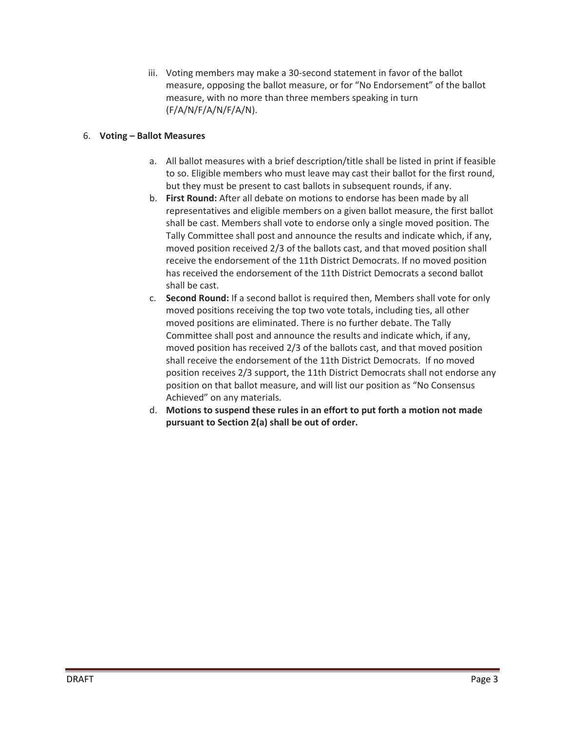iii. Voting members may make a 30-second statement in favor of the ballot measure, opposing the ballot measure, or for "No Endorsement" of the ballot measure, with no more than three members speaking in turn (F/A/N/F/A/N/F/A/N).

6. **Voting – Ballot Measures**

   a. All ballot measures with a brief description/title shall be listed in print if feasible to so. Eligible members who must leave may cast their ballot for the first round, but they must be present to cast ballots in subsequent rounds, if any.
   b. **First Round:** After all debate on motions to endorse has been made by all representatives and eligible members on a given ballot measure, the first ballot shall be cast. Members shall vote to endorse only a single moved position. The Tally Committee shall post and announce the results and indicate which, if any, moved position received 2/3 of the ballots cast, and that moved position shall receive the endorsement of the 11th District Democrats. If no moved position has received the endorsement of the 11th District Democrats a second ballot shall be cast.
   c. **Second Round:** If a second ballot is required then, Members shall vote for only moved positions receiving the top two vote totals, including ties, all other moved positions are eliminated. There is no further debate. The Tally Committee shall post and announce the results and indicate which, if any, moved position has received 2/3 of the ballots cast, and that moved position shall receive the endorsement of the 11th District Democrats. If no moved position receives 2/3 support, the 11th District Democrats shall not endorse any position on that ballot measure, and will list our position as "No Consensus Achieved" on any materials.
   d. **Motions to suspend these rules in an effort to put forth a motion not made pursuant to Section 2(a) shall be out of order.**